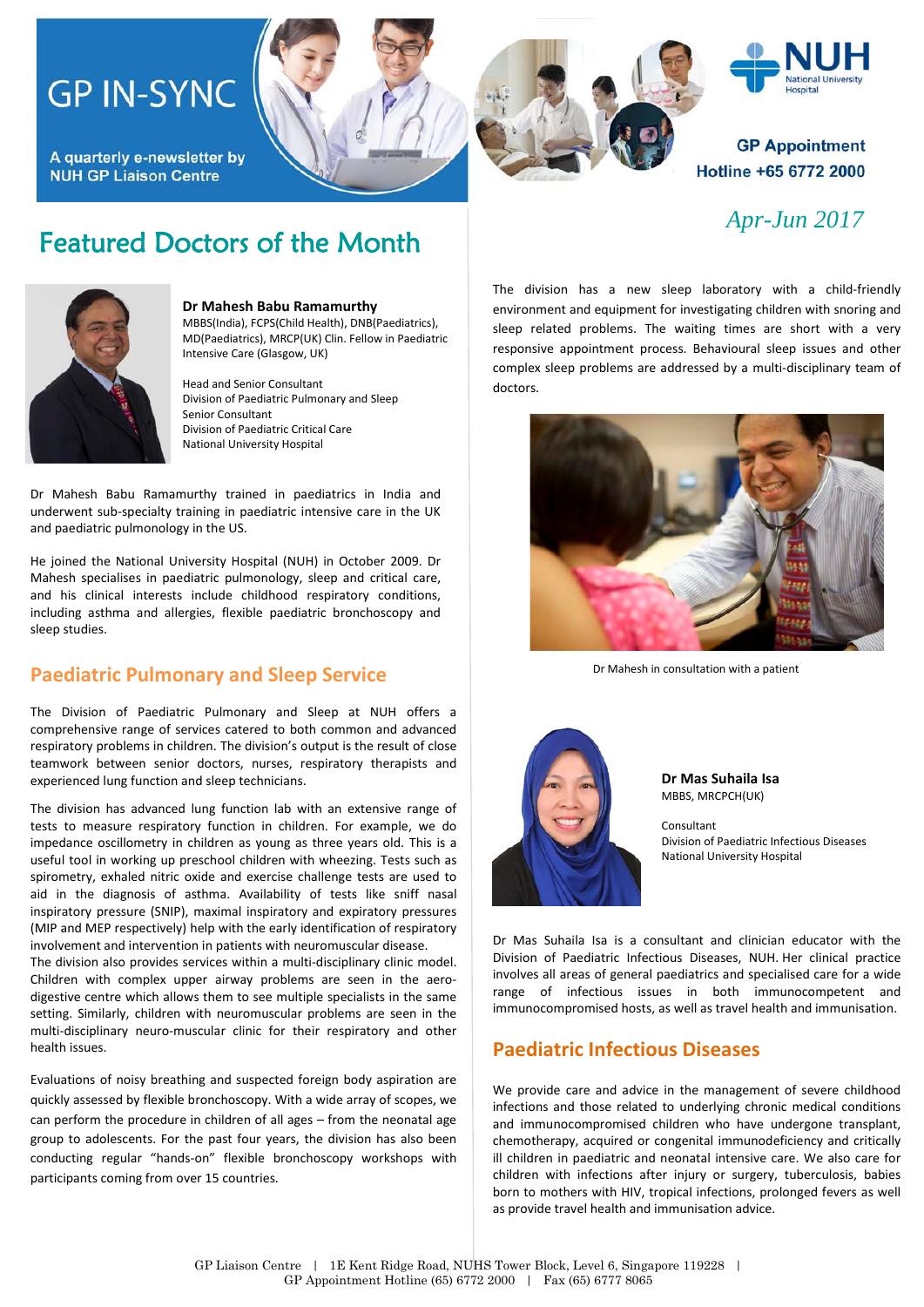# GP IN-SYNC

A quarterly e-newsletter by NUH GP Liaison Centre

GP Appointment Hotline +65 6772 2000

*Apr-Jun 2017*

## Featured Doctors of the Month

**Dr Mahesh Babu Ramamurthy**
MBBS(India), FCPS(Child Health), DNB(Paediatrics), MD(Paediatrics), MRCP(UK) Clin. Fellow in Paediatric Intensive Care (Glasgow, UK)

Head and Senior Consultant
Division of Paediatric Pulmonary and Sleep
Senior Consultant
Division of Paediatric Critical Care
National University Hospital

Dr Mahesh Babu Ramamurthy trained in paediatrics in India and underwent sub-specialty training in paediatric intensive care in the UK and paediatric pulmonology in the US.

He joined the National University Hospital (NUH) in October 2009. Dr Mahesh specialises in paediatric pulmonology, sleep and critical care, and his clinical interests include childhood respiratory conditions, including asthma and allergies, flexible paediatric bronchoscopy and sleep studies.

### Paediatric Pulmonary and Sleep Service

The Division of Paediatric Pulmonary and Sleep at NUH offers a comprehensive range of services catered to both common and advanced respiratory problems in children. The division's output is the result of close teamwork between senior doctors, nurses, respiratory therapists and experienced lung function and sleep technicians.

The division has advanced lung function lab with an extensive range of tests to measure respiratory function in children. For example, we do impedance oscillometry in children as young as three years old. This is a useful tool in working up preschool children with wheezing. Tests such as spirometry, exhaled nitric oxide and exercise challenge tests are used to aid in the diagnosis of asthma. Availability of tests like sniff nasal inspiratory pressure (SNIP), maximal inspiratory and expiratory pressures (MIP and MEP respectively) help with the early identification of respiratory involvement and intervention in patients with neuromuscular disease.

The division also provides services within a multi-disciplinary clinic model. Children with complex upper airway problems are seen in the aero-digestive centre which allows them to see multiple specialists in the same setting. Similarly, children with neuromuscular problems are seen in the multi-disciplinary neuro-muscular clinic for their respiratory and other health issues.

Evaluations of noisy breathing and suspected foreign body aspiration are quickly assessed by flexible bronchoscopy. With a wide array of scopes, we can perform the procedure in children of all ages – from the neonatal age group to adolescents. For the past four years, the division has also been conducting regular "hands-on" flexible bronchoscopy workshops with participants coming from over 15 countries.

The division has a new sleep laboratory with a child-friendly environment and equipment for investigating children with snoring and sleep related problems. The waiting times are short with a very responsive appointment process. Behavioural sleep issues and other complex sleep problems are addressed by a multi-disciplinary team of doctors.

Dr Mahesh in consultation with a patient

**Dr Mas Suhaila Isa**
MBBS, MRCPCH(UK)

Consultant
Division of Paediatric Infectious Diseases
National University Hospital

Dr Mas Suhaila Isa is a consultant and clinician educator with the Division of Paediatric Infectious Diseases, NUH. Her clinical practice involves all areas of general paediatrics and specialised care for a wide range of infectious issues in both immunocompetent and immunocompromised hosts, as well as travel health and immunisation.

### Paediatric Infectious Diseases

We provide care and advice in the management of severe childhood infections and those related to underlying chronic medical conditions and immunocompromised children who have undergone transplant, chemotherapy, acquired or congenital immunodeficiency and critically ill children in paediatric and neonatal intensive care. We also care for children with infections after injury or surgery, tuberculosis, babies born to mothers with HIV, tropical infections, prolonged fevers as well as provide travel health and immunisation advice.

GP Liaison Centre | 1E Kent Ridge Road, NUHS Tower Block, Level 6, Singapore 119228 | GP Appointment Hotline (65) 6772 2000 | Fax (65) 6777 8065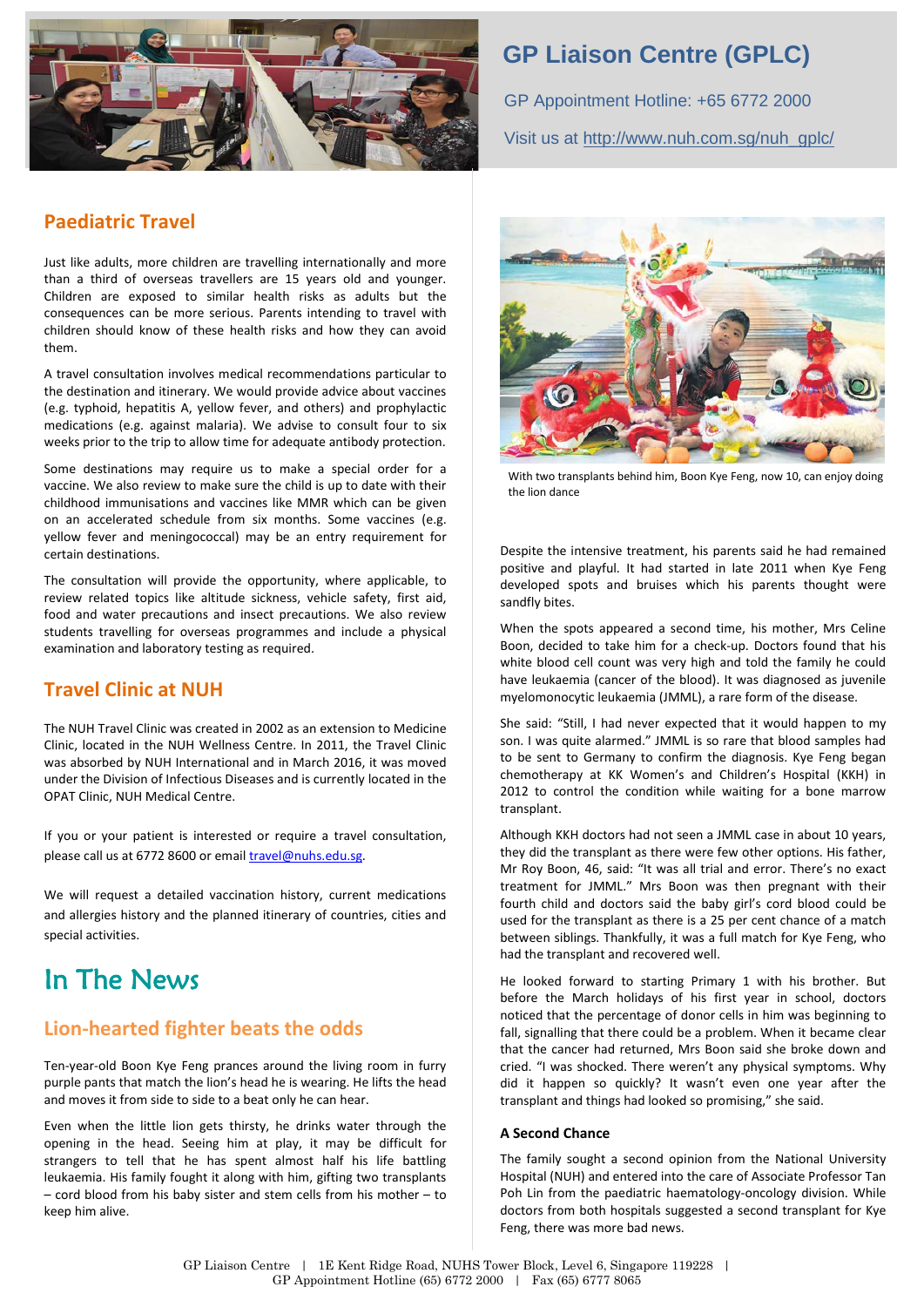# GP Liaison Centre (GPLC)

GP Appointment Hotline: +65 6772 2000

Visit us at http://www.nuh.com.sg/nuh_gplc/

## Paediatric Travel

Just like adults, more children are travelling internationally and more than a third of overseas travellers are 15 years old and younger. Children are exposed to similar health risks as adults but the consequences can be more serious. Parents intending to travel with children should know of these health risks and how they can avoid them.

A travel consultation involves medical recommendations particular to the destination and itinerary. We would provide advice about vaccines (e.g. typhoid, hepatitis A, yellow fever, and others) and prophylactic medications (e.g. against malaria). We advise to consult four to six weeks prior to the trip to allow time for adequate antibody protection.

Some destinations may require us to make a special order for a vaccine. We also review to make sure the child is up to date with their childhood immunisations and vaccines like MMR which can be given on an accelerated schedule from six months. Some vaccines (e.g. yellow fever and meningococcal) may be an entry requirement for certain destinations.

The consultation will provide the opportunity, where applicable, to review related topics like altitude sickness, vehicle safety, first aid, food and water precautions and insect precautions. We also review students travelling for overseas programmes and include a physical examination and laboratory testing as required.

## Travel Clinic at NUH

The NUH Travel Clinic was created in 2002 as an extension to Medicine Clinic, located in the NUH Wellness Centre. In 2011, the Travel Clinic was absorbed by NUH International and in March 2016, it was moved under the Division of Infectious Diseases and is currently located in the OPAT Clinic, NUH Medical Centre.

If you or your patient is interested or require a travel consultation, please call us at 6772 8600 or email travel@nuhs.edu.sg.

We will request a detailed vaccination history, current medications and allergies history and the planned itinerary of countries, cities and special activities.

# In The News

## Lion-hearted fighter beats the odds

Ten-year-old Boon Kye Feng prances around the living room in furry purple pants that match the lion's head he is wearing. He lifts the head and moves it from side to side to a beat only he can hear.

Even when the little lion gets thirsty, he drinks water through the opening in the head. Seeing him at play, it may be difficult for strangers to tell that he has spent almost half his life battling leukaemia. His family fought it along with him, gifting two transplants – cord blood from his baby sister and stem cells from his mother – to keep him alive.

With two transplants behind him, Boon Kye Feng, now 10, can enjoy doing the lion dance

Despite the intensive treatment, his parents said he had remained positive and playful. It had started in late 2011 when Kye Feng developed spots and bruises which his parents thought were sandfly bites.

When the spots appeared a second time, his mother, Mrs Celine Boon, decided to take him for a check-up. Doctors found that his white blood cell count was very high and told the family he could have leukaemia (cancer of the blood). It was diagnosed as juvenile myelomonocytic leukaemia (JMML), a rare form of the disease.

She said: "Still, I had never expected that it would happen to my son. I was quite alarmed." JMML is so rare that blood samples had to be sent to Germany to confirm the diagnosis. Kye Feng began chemotherapy at KK Women's and Children's Hospital (KKH) in 2012 to control the condition while waiting for a bone marrow transplant.

Although KKH doctors had not seen a JMML case in about 10 years, they did the transplant as there were few other options. His father, Mr Roy Boon, 46, said: "It was all trial and error. There's no exact treatment for JMML." Mrs Boon was then pregnant with their fourth child and doctors said the baby girl's cord blood could be used for the transplant as there is a 25 per cent chance of a match between siblings. Thankfully, it was a full match for Kye Feng, who had the transplant and recovered well.

He looked forward to starting Primary 1 with his brother. But before the March holidays of his first year in school, doctors noticed that the percentage of donor cells in him was beginning to fall, signalling that there could be a problem. When it became clear that the cancer had returned, Mrs Boon said she broke down and cried. "I was shocked. There weren't any physical symptoms. Why did it happen so quickly? It wasn't even one year after the transplant and things had looked so promising," she said.

### A Second Chance

The family sought a second opinion from the National University Hospital (NUH) and entered into the care of Associate Professor Tan Poh Lin from the paediatric haematology-oncology division. While doctors from both hospitals suggested a second transplant for Kye Feng, there was more bad news.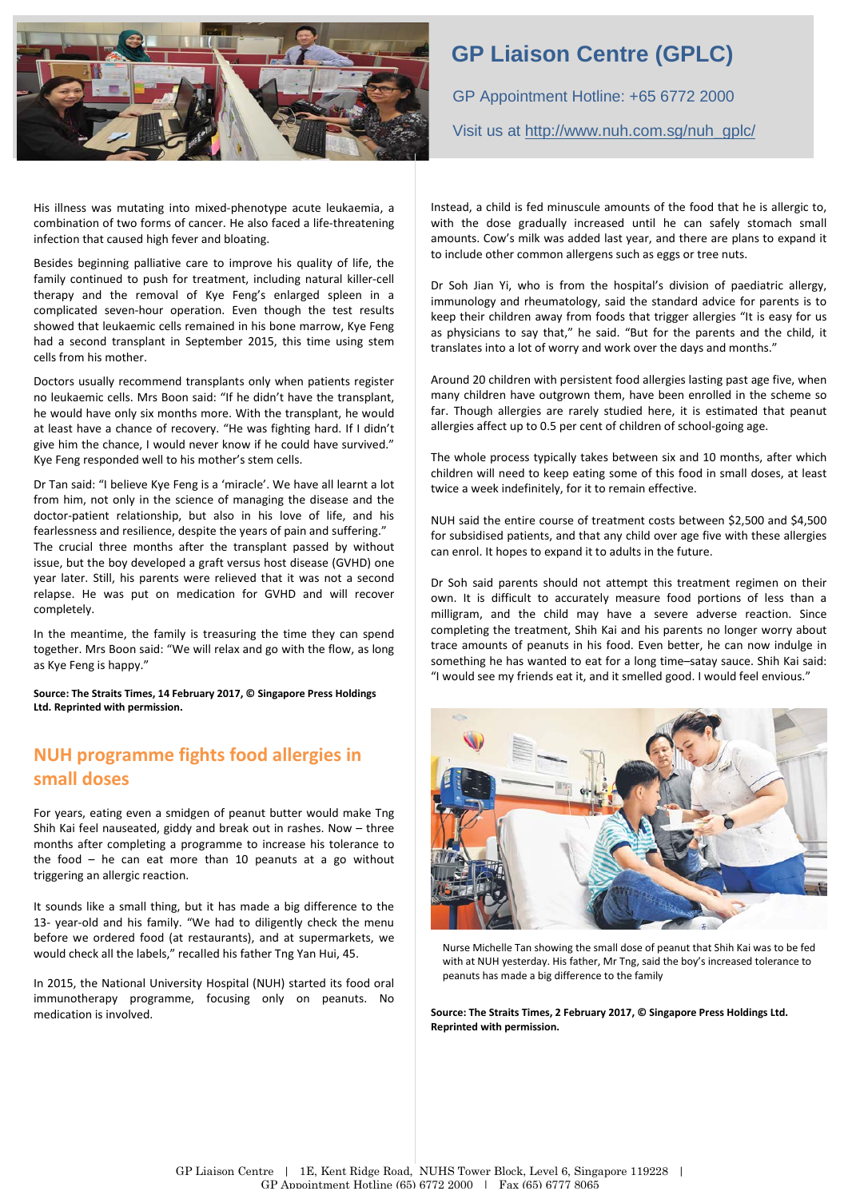# GP Liaison Centre (GPLC)

GP Appointment Hotline: +65 6772 2000

Visit us at http://www.nuh.com.sg/nuh_gplc/

His illness was mutating into mixed-phenotype acute leukaemia, a combination of two forms of cancer. He also faced a life-threatening infection that caused high fever and bloating.

Besides beginning palliative care to improve his quality of life, the family continued to push for treatment, including natural killer-cell therapy and the removal of Kye Feng's enlarged spleen in a complicated seven-hour operation. Even though the test results showed that leukaemic cells remained in his bone marrow, Kye Feng had a second transplant in September 2015, this time using stem cells from his mother.

Doctors usually recommend transplants only when patients register no leukaemic cells. Mrs Boon said: "If he didn't have the transplant, he would have only six months more. With the transplant, he would at least have a chance of recovery. "He was fighting hard. If I didn't give him the chance, I would never know if he could have survived." Kye Feng responded well to his mother's stem cells.

Dr Tan said: "I believe Kye Feng is a 'miracle'. We have all learnt a lot from him, not only in the science of managing the disease and the doctor-patient relationship, but also in his love of life, and his fearlessness and resilience, despite the years of pain and suffering." The crucial three months after the transplant passed by without issue, but the boy developed a graft versus host disease (GVHD) one year later. Still, his parents were relieved that it was not a second relapse. He was put on medication for GVHD and will recover completely.

In the meantime, the family is treasuring the time they can spend together. Mrs Boon said: "We will relax and go with the flow, as long as Kye Feng is happy."

**Source: The Straits Times, 14 February 2017, © Singapore Press Holdings Ltd. Reprinted with permission.**

## NUH programme fights food allergies in small doses

For years, eating even a smidgen of peanut butter would make Tng Shih Kai feel nauseated, giddy and break out in rashes. Now – three months after completing a programme to increase his tolerance to the food – he can eat more than 10 peanuts at a go without triggering an allergic reaction.

It sounds like a small thing, but it has made a big difference to the 13- year-old and his family. "We had to diligently check the menu before we ordered food (at restaurants), and at supermarkets, we would check all the labels," recalled his father Tng Yan Hui, 45.

In 2015, the National University Hospital (NUH) started its food oral immunotherapy programme, focusing only on peanuts. No medication is involved.

Instead, a child is fed minuscule amounts of the food that he is allergic to, with the dose gradually increased until he can safely stomach small amounts. Cow's milk was added last year, and there are plans to expand it to include other common allergens such as eggs or tree nuts.

Dr Soh Jian Yi, who is from the hospital's division of paediatric allergy, immunology and rheumatology, said the standard advice for parents is to keep their children away from foods that trigger allergies "It is easy for us as physicians to say that," he said. "But for the parents and the child, it translates into a lot of worry and work over the days and months."

Around 20 children with persistent food allergies lasting past age five, when many children have outgrown them, have been enrolled in the scheme so far. Though allergies are rarely studied here, it is estimated that peanut allergies affect up to 0.5 per cent of children of school-going age.

The whole process typically takes between six and 10 months, after which children will need to keep eating some of this food in small doses, at least twice a week indefinitely, for it to remain effective.

NUH said the entire course of treatment costs between $2,500 and $4,500 for subsidised patients, and that any child over age five with these allergies can enrol. It hopes to expand it to adults in the future.

Dr Soh said parents should not attempt this treatment regimen on their own. It is difficult to accurately measure food portions of less than a milligram, and the child may have a severe adverse reaction. Since completing the treatment, Shih Kai and his parents no longer worry about trace amounts of peanuts in his food. Even better, he can now indulge in something he has wanted to eat for a long time–satay sauce. Shih Kai said: "I would see my friends eat it, and it smelled good. I would feel envious."

Nurse Michelle Tan showing the small dose of peanut that Shih Kai was to be fed with at NUH yesterday. His father, Mr Tng, said the boy's increased tolerance to peanuts has made a big difference to the family

**Source: The Straits Times, 2 February 2017, © Singapore Press Holdings Ltd. Reprinted with permission.**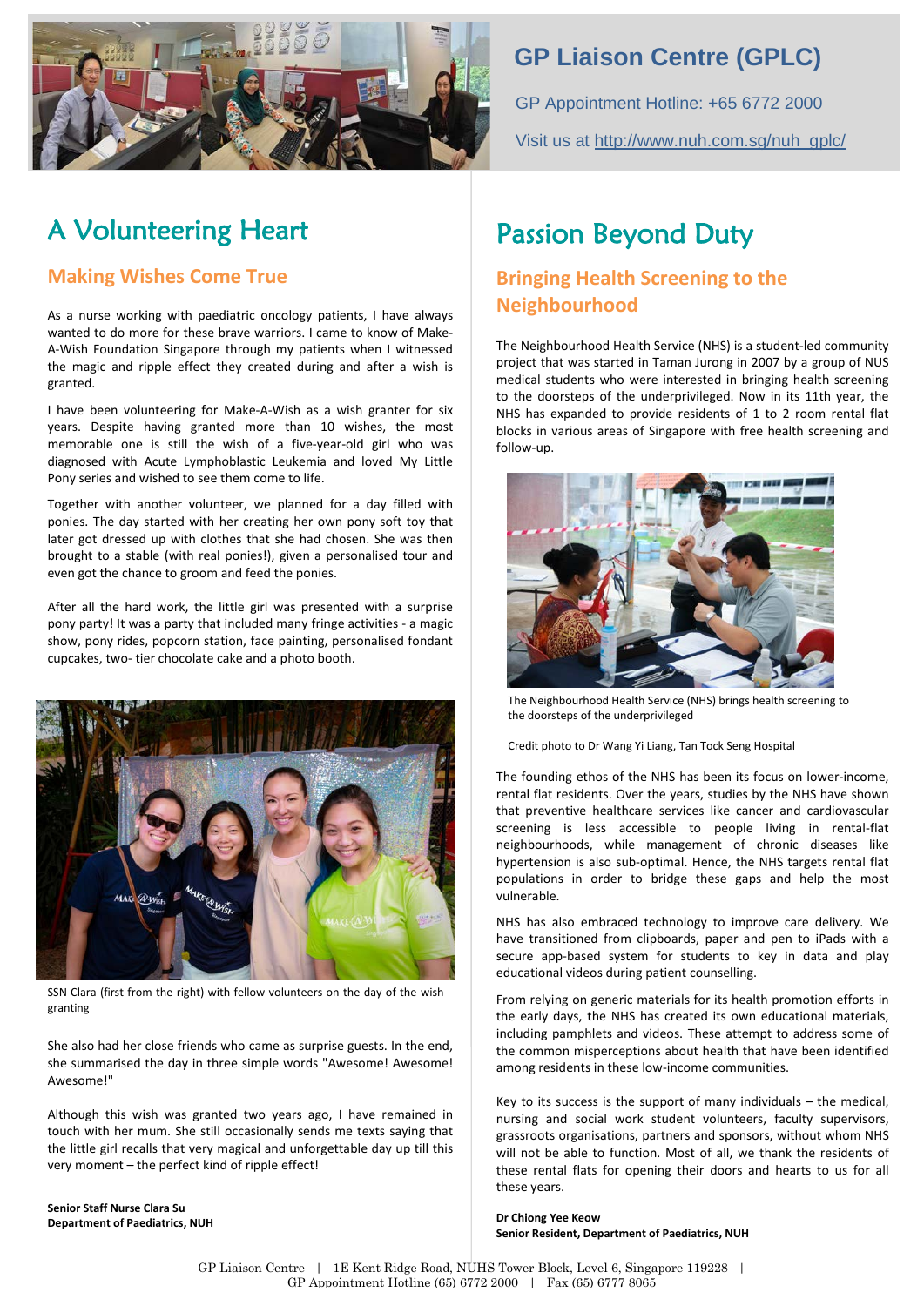## GP Liaison Centre (GPLC)

GP Appointment Hotline: +65 6772 2000

Visit us at http://www.nuh.com.sg/nuh_gplc/

# A Volunteering Heart

## Making Wishes Come True

As a nurse working with paediatric oncology patients, I have always wanted to do more for these brave warriors. I came to know of Make-A-Wish Foundation Singapore through my patients when I witnessed the magic and ripple effect they created during and after a wish is granted.

I have been volunteering for Make-A-Wish as a wish granter for six years. Despite having granted more than 10 wishes, the most memorable one is still the wish of a five-year-old girl who was diagnosed with Acute Lymphoblastic Leukemia and loved My Little Pony series and wished to see them come to life.

Together with another volunteer, we planned for a day filled with ponies. The day started with her creating her own pony soft toy that later got dressed up with clothes that she had chosen. She was then brought to a stable (with real ponies!), given a personalised tour and even got the chance to groom and feed the ponies.

After all the hard work, the little girl was presented with a surprise pony party! It was a party that included many fringe activities - a magic show, pony rides, popcorn station, face painting, personalised fondant cupcakes, two- tier chocolate cake and a photo booth.

SSN Clara (first from the right) with fellow volunteers on the day of the wish granting

She also had her close friends who came as surprise guests. In the end, she summarised the day in three simple words "Awesome! Awesome! Awesome!"

Although this wish was granted two years ago, I have remained in touch with her mum. She still occasionally sends me texts saying that the little girl recalls that very magical and unforgettable day up till this very moment – the perfect kind of ripple effect!

**Senior Staff Nurse Clara Su**
**Department of Paediatrics, NUH**

# Passion Beyond Duty

## Bringing Health Screening to the Neighbourhood

The Neighbourhood Health Service (NHS) is a student-led community project that was started in Taman Jurong in 2007 by a group of NUS medical students who were interested in bringing health screening to the doorsteps of the underprivileged. Now in its 11th year, the NHS has expanded to provide residents of 1 to 2 room rental flat blocks in various areas of Singapore with free health screening and follow-up.

The Neighbourhood Health Service (NHS) brings health screening to the doorsteps of the underprivileged

Credit photo to Dr Wang Yi Liang, Tan Tock Seng Hospital

The founding ethos of the NHS has been its focus on lower-income, rental flat residents. Over the years, studies by the NHS have shown that preventive healthcare services like cancer and cardiovascular screening is less accessible to people living in rental-flat neighbourhoods, while management of chronic diseases like hypertension is also sub-optimal. Hence, the NHS targets rental flat populations in order to bridge these gaps and help the most vulnerable.

NHS has also embraced technology to improve care delivery. We have transitioned from clipboards, paper and pen to iPads with a secure app-based system for students to key in data and play educational videos during patient counselling.

From relying on generic materials for its health promotion efforts in the early days, the NHS has created its own educational materials, including pamphlets and videos. These attempt to address some of the common misperceptions about health that have been identified among residents in these low-income communities.

Key to its success is the support of many individuals – the medical, nursing and social work student volunteers, faculty supervisors, grassroots organisations, partners and sponsors, without whom NHS will not be able to function. Most of all, we thank the residents of these rental flats for opening their doors and hearts to us for all these years.

**Dr Chiong Yee Keow**
**Senior Resident, Department of Paediatrics, NUH**

GP Liaison Centre | 1E Kent Ridge Road, NUHS Tower Block, Level 6, Singapore 119228 | GP Appointment Hotline (65) 6772 2000 | Fax (65) 6777 8065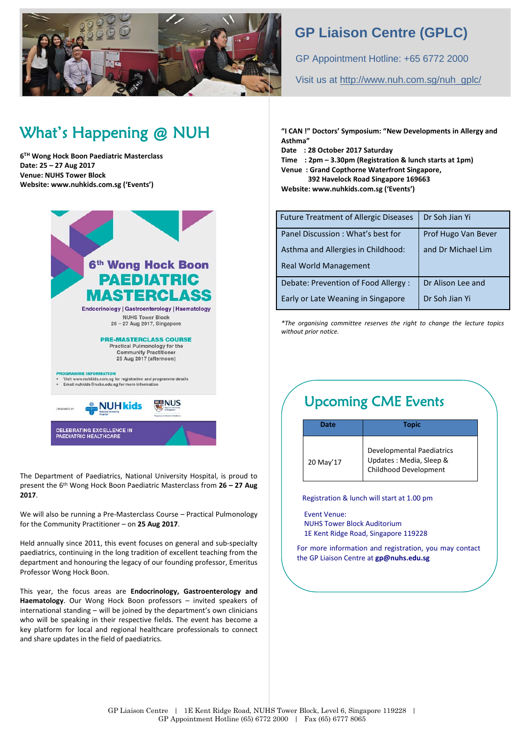# GP Liaison Centre (GPLC)

GP Appointment Hotline: +65 6772 2000

Visit us at http://www.nuh.com.sg/nuh_gplc/

## What's Happening @ NUH

**6TH Wong Hock Boon Paediatric Masterclass**
**Date: 25 – 27 Aug 2017**
**Venue: NUHS Tower Block**
**Website: www.nuhkids.com.sg ('Events')**

6th Wong Hock Boon PAEDIATRIC MASTERCLASS

Endocrinology | Gastroenterology | Haematology

NUHS Tower Block
26 – 27 Aug 2017, Singapore

PRE-MASTERCLASS COURSE
Practical Pulmonology for the Community Practitioner
25 Aug 2017 (afternoon)

PROGRAMME INFORMATION
- Visit www.nuhkids.com.sg for registration and programme details
- Email nuhkids@nuhs.edu.sg for more information

ORGANISED BY NUHkids NUS

CELEBRATING EXCELLENCE IN PAEDIATRIC HEALTHCARE

The Department of Paediatrics, National University Hospital, is proud to present the 6th Wong Hock Boon Paediatric Masterclass from **26 – 27 Aug 2017**.

We will also be running a Pre-Masterclass Course – Practical Pulmonology for the Community Practitioner – on **25 Aug 2017**.

Held annually since 2011, this event focuses on general and sub-specialty paediatrics, continuing in the long tradition of excellent teaching from the department and honouring the legacy of our founding professor, Emeritus Professor Wong Hock Boon.

This year, the focus areas are **Endocrinology, Gastroenterology and Haematology**. Our Wong Hock Boon professors – invited speakers of international standing – will be joined by the department's own clinicians who will be speaking in their respective fields. The event has become a key platform for local and regional healthcare professionals to connect and share updates in the field of paediatrics.

**"I CAN !" Doctors' Symposium: "New Developments in Allergy and Asthma"**
**Date : 28 October 2017 Saturday**
**Time : 2pm – 3.30pm (Registration & lunch starts at 1pm)**
**Venue : Grand Copthorne Waterfront Singapore, 392 Havelock Road Singapore 169663**
**Website: www.nuhkids.com.sg ('Events')**

| | |
|---|---|
| Future Treatment of Allergic Diseases | Dr Soh Jian Yi |
| Panel Discussion : What's best for Asthma and Allergies in Childhood: Real World Management | Prof Hugo Van Bever and Dr Michael Lim |
| Debate: Prevention of Food Allergy : Early or Late Weaning in Singapore | Dr Alison Lee and Dr Soh Jian Yi |

*\*The organising committee reserves the right to change the lecture topics without prior notice.*

## Upcoming CME Events

| Date | Topic |
|---|---|
| 20 May'17 | Developmental Paediatrics Updates : Media, Sleep & Childhood Development |

Registration & lunch will start at 1.00 pm

Event Venue:
NUHS Tower Block Auditorium
1E Kent Ridge Road, Singapore 119228

For more information and registration, you may contact the GP Liaison Centre at **gp@nuhs.edu.sg**

GP Liaison Centre | 1E Kent Ridge Road, NUHS Tower Block, Level 6, Singapore 119228 | GP Appointment Hotline (65) 6772 2000 | Fax (65) 6777 8065